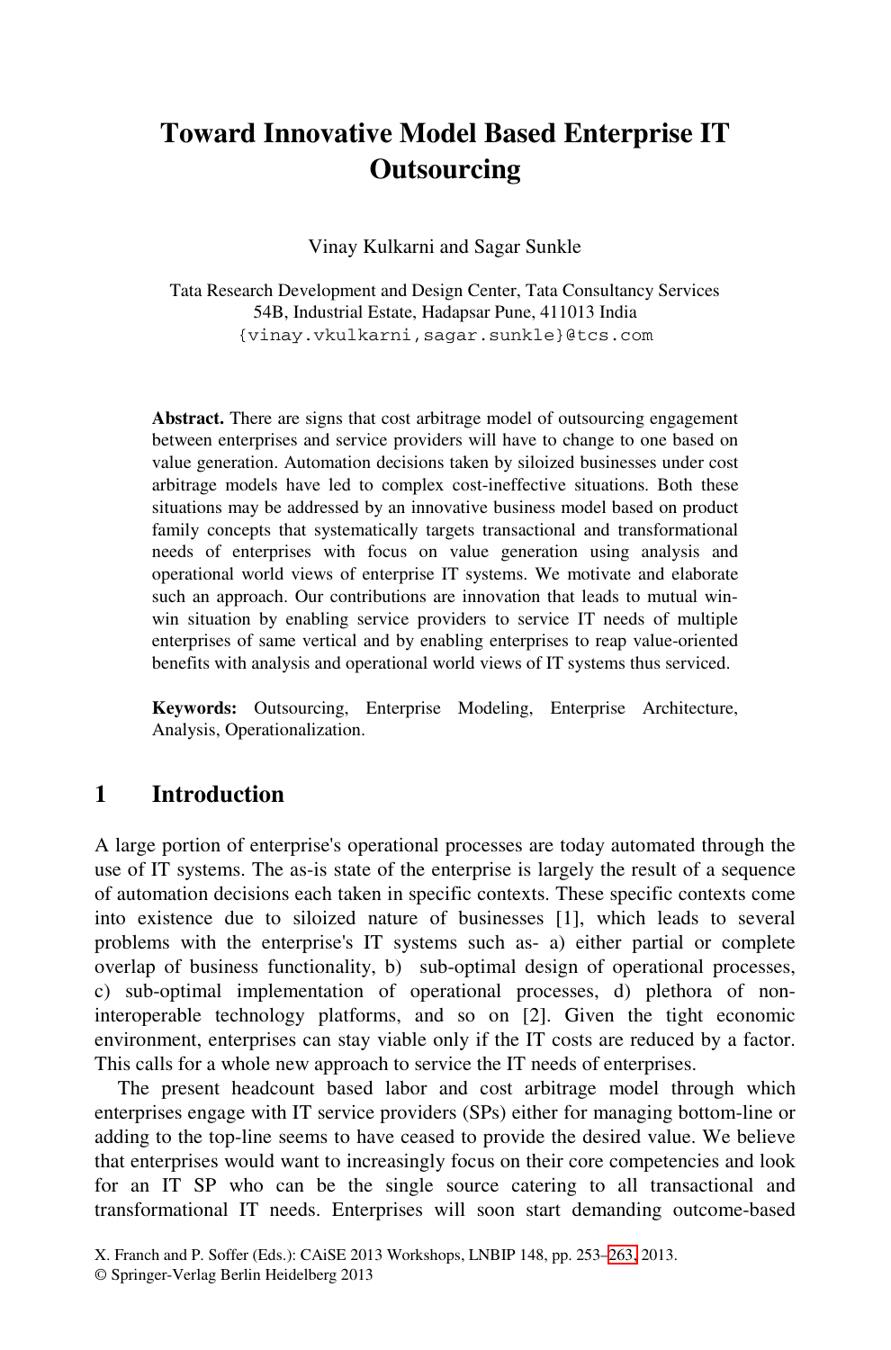# Toward Innovative Model Based Enterprise IT Outsourcing

Vinay Kulkarni and Sagar Sunkle

Tata Research Development and Design Center, Tata Consultancy Services
54B, Industrial Estate, Hadapsar Pune, 411013 India
{vinay.vkulkarni,sagar.sunkle}@tcs.com

**Abstract.** There are signs that cost arbitrage model of outsourcing engagement between enterprises and service providers will have to change to one based on value generation. Automation decisions taken by siloized businesses under cost arbitrage models have led to complex cost-ineffective situations. Both these situations may be addressed by an innovative business model based on product family concepts that systematically targets transactional and transformational needs of enterprises with focus on value generation using analysis and operational world views of enterprise IT systems. We motivate and elaborate such an approach. Our contributions are innovation that leads to mutual win-win situation by enabling service providers to service IT needs of multiple enterprises of same vertical and by enabling enterprises to reap value-oriented benefits with analysis and operational world views of IT systems thus serviced.

**Keywords:** Outsourcing, Enterprise Modeling, Enterprise Architecture, Analysis, Operationalization.

## 1 Introduction

A large portion of enterprise's operational processes are today automated through the use of IT systems. The as-is state of the enterprise is largely the result of a sequence of automation decisions each taken in specific contexts. These specific contexts come into existence due to siloized nature of businesses [1], which leads to several problems with the enterprise's IT systems such as- a) either partial or complete overlap of business functionality, b) sub-optimal design of operational processes, c) sub-optimal implementation of operational processes, d) plethora of non-interoperable technology platforms, and so on [2]. Given the tight economic environment, enterprises can stay viable only if the IT costs are reduced by a factor. This calls for a whole new approach to service the IT needs of enterprises.

The present headcount based labor and cost arbitrage model through which enterprises engage with IT service providers (SPs) either for managing bottom-line or adding to the top-line seems to have ceased to provide the desired value. We believe that enterprises would want to increasingly focus on their core competencies and look for an IT SP who can be the single source catering to all transactional and transformational IT needs. Enterprises will soon start demanding outcome-based

X. Franch and P. Soffer (Eds.): CAiSE 2013 Workshops, LNBIP 148, pp. 253–263, 2013.
© Springer-Verlag Berlin Heidelberg 2013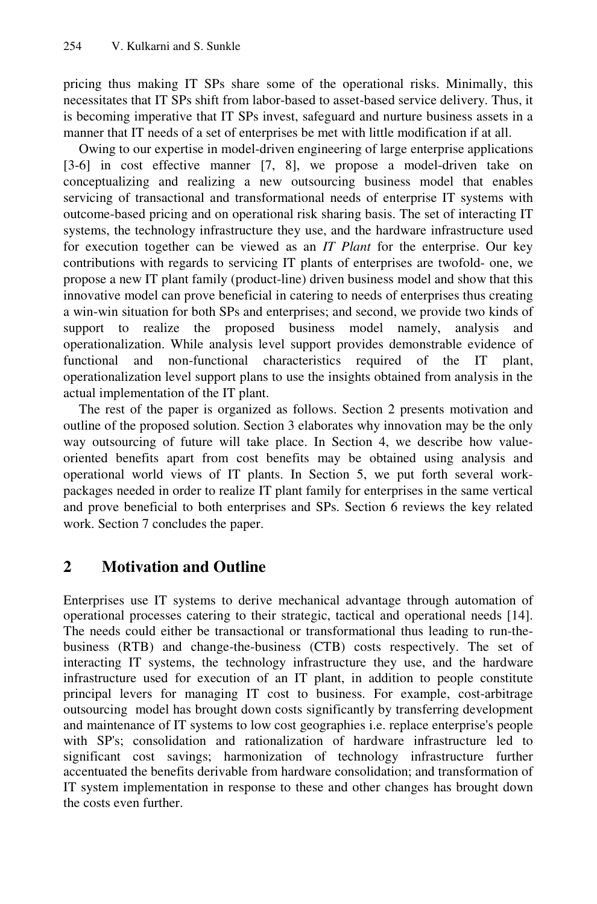pricing thus making IT SPs share some of the operational risks. Minimally, this necessitates that IT SPs shift from labor-based to asset-based service delivery. Thus, it is becoming imperative that IT SPs invest, safeguard and nurture business assets in a manner that IT needs of a set of enterprises be met with little modification if at all.

Owing to our expertise in model-driven engineering of large enterprise applications [3-6] in cost effective manner [7, 8], we propose a model-driven take on conceptualizing and realizing a new outsourcing business model that enables servicing of transactional and transformational needs of enterprise IT systems with outcome-based pricing and on operational risk sharing basis. The set of interacting IT systems, the technology infrastructure they use, and the hardware infrastructure used for execution together can be viewed as an *IT Plant* for the enterprise. Our key contributions with regards to servicing IT plants of enterprises are twofold- one, we propose a new IT plant family (product-line) driven business model and show that this innovative model can prove beneficial in catering to needs of enterprises thus creating a win-win situation for both SPs and enterprises; and second, we provide two kinds of support to realize the proposed business model namely, analysis and operationalization. While analysis level support provides demonstrable evidence of functional and non-functional characteristics required of the IT plant, operationalization level support plans to use the insights obtained from analysis in the actual implementation of the IT plant.

The rest of the paper is organized as follows. Section 2 presents motivation and outline of the proposed solution. Section 3 elaborates why innovation may be the only way outsourcing of future will take place. In Section 4, we describe how value-oriented benefits apart from cost benefits may be obtained using analysis and operational world views of IT plants. In Section 5, we put forth several work-packages needed in order to realize IT plant family for enterprises in the same vertical and prove beneficial to both enterprises and SPs. Section 6 reviews the key related work. Section 7 concludes the paper.

## 2 Motivation and Outline

Enterprises use IT systems to derive mechanical advantage through automation of operational processes catering to their strategic, tactical and operational needs [14]. The needs could either be transactional or transformational thus leading to run-the-business (RTB) and change-the-business (CTB) costs respectively. The set of interacting IT systems, the technology infrastructure they use, and the hardware infrastructure used for execution of an IT plant, in addition to people constitute principal levers for managing IT cost to business. For example, cost-arbitrage outsourcing model has brought down costs significantly by transferring development and maintenance of IT systems to low cost geographies i.e. replace enterprise's people with SP's; consolidation and rationalization of hardware infrastructure led to significant cost savings; harmonization of technology infrastructure further accentuated the benefits derivable from hardware consolidation; and transformation of IT system implementation in response to these and other changes has brought down the costs even further.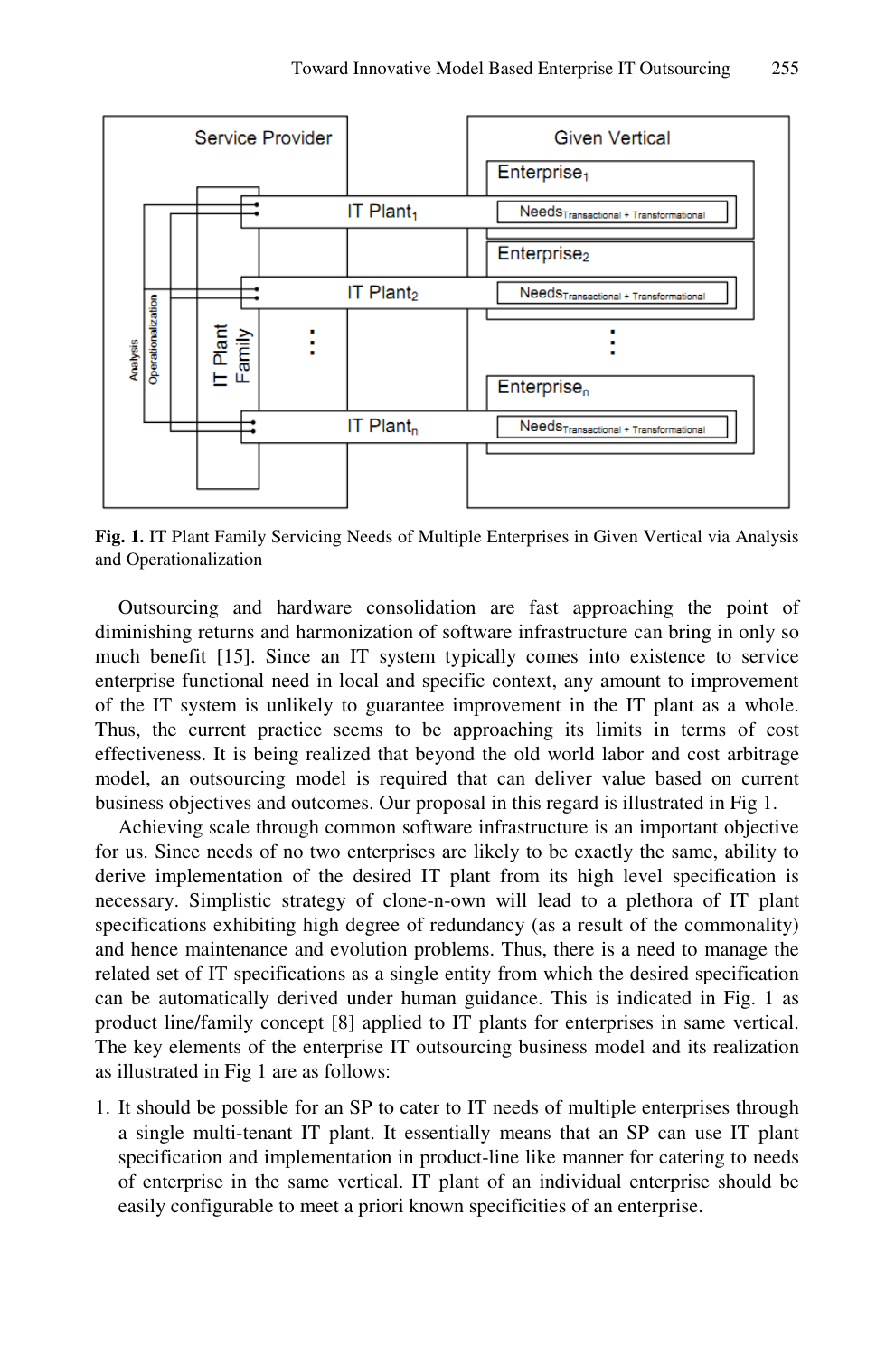Fig. 1. IT Plant Family Servicing Needs of Multiple Enterprises in Given Vertical via Analysis and Operationalization

Outsourcing and hardware consolidation are fast approaching the point of diminishing returns and harmonization of software infrastructure can bring in only so much benefit [15]. Since an IT system typically comes into existence to service enterprise functional need in local and specific context, any amount to improvement of the IT system is unlikely to guarantee improvement in the IT plant as a whole. Thus, the current practice seems to be approaching its limits in terms of cost effectiveness. It is being realized that beyond the old world labor and cost arbitrage model, an outsourcing model is required that can deliver value based on current business objectives and outcomes. Our proposal in this regard is illustrated in Fig 1.

Achieving scale through common software infrastructure is an important objective for us. Since needs of no two enterprises are likely to be exactly the same, ability to derive implementation of the desired IT plant from its high level specification is necessary. Simplistic strategy of clone-n-own will lead to a plethora of IT plant specifications exhibiting high degree of redundancy (as a result of the commonality) and hence maintenance and evolution problems. Thus, there is a need to manage the related set of IT specifications as a single entity from which the desired specification can be automatically derived under human guidance. This is indicated in Fig. 1 as product line/family concept [8] applied to IT plants for enterprises in same vertical. The key elements of the enterprise IT outsourcing business model and its realization as illustrated in Fig 1 are as follows:

1. It should be possible for an SP to cater to IT needs of multiple enterprises through a single multi-tenant IT plant. It essentially means that an SP can use IT plant specification and implementation in product-line like manner for catering to needs of enterprise in the same vertical. IT plant of an individual enterprise should be easily configurable to meet a priori known specificities of an enterprise.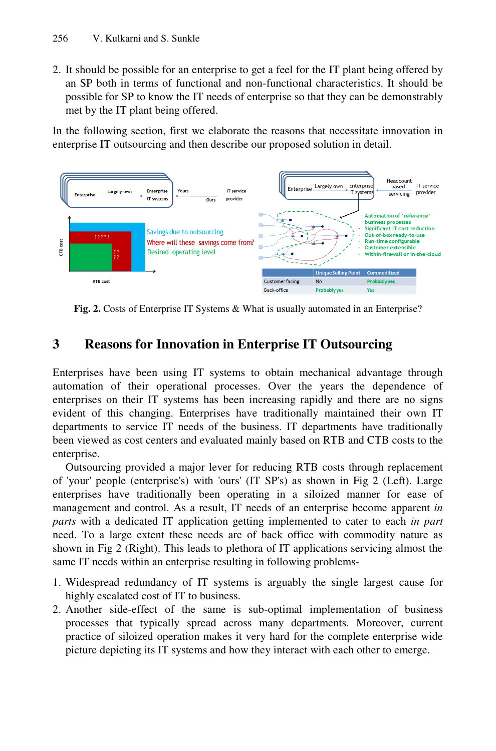2. It should be possible for an enterprise to get a feel for the IT plant being offered by an SP both in terms of functional and non-functional characteristics. It should be possible for SP to know the IT needs of enterprise so that they can be demonstrably met by the IT plant being offered.

In the following section, first we elaborate the reasons that necessitate innovation in enterprise IT outsourcing and then describe our proposed solution in detail.

|  | Unique Selling Point | Commoditized |
| --- | --- | --- |
| Customer facing | No | Probably yes |
| Back-office | Probably yes | Yes |

**Fig. 2.** Costs of Enterprise IT Systems & What is usually automated in an Enterprise?

## 3 Reasons for Innovation in Enterprise IT Outsourcing

Enterprises have been using IT systems to obtain mechanical advantage through automation of their operational processes. Over the years the dependence of enterprises on their IT systems has been increasing rapidly and there are no signs evident of this changing. Enterprises have traditionally maintained their own IT departments to service IT needs of the business. IT departments have traditionally been viewed as cost centers and evaluated mainly based on RTB and CTB costs to the enterprise.

Outsourcing provided a major lever for reducing RTB costs through replacement of 'your' people (enterprise's) with 'ours' (IT SP's) as shown in Fig 2 (Left). Large enterprises have traditionally been operating in a siloized manner for ease of management and control. As a result, IT needs of an enterprise become apparent *in parts* with a dedicated IT application getting implemented to cater to each *in part* need. To a large extent these needs are of back office with commodity nature as shown in Fig 2 (Right). This leads to plethora of IT applications servicing almost the same IT needs within an enterprise resulting in following problems-

1. Widespread redundancy of IT systems is arguably the single largest cause for highly escalated cost of IT to business.
2. Another side-effect of the same is sub-optimal implementation of business processes that typically spread across many departments. Moreover, current practice of siloized operation makes it very hard for the complete enterprise wide picture depicting its IT systems and how they interact with each other to emerge.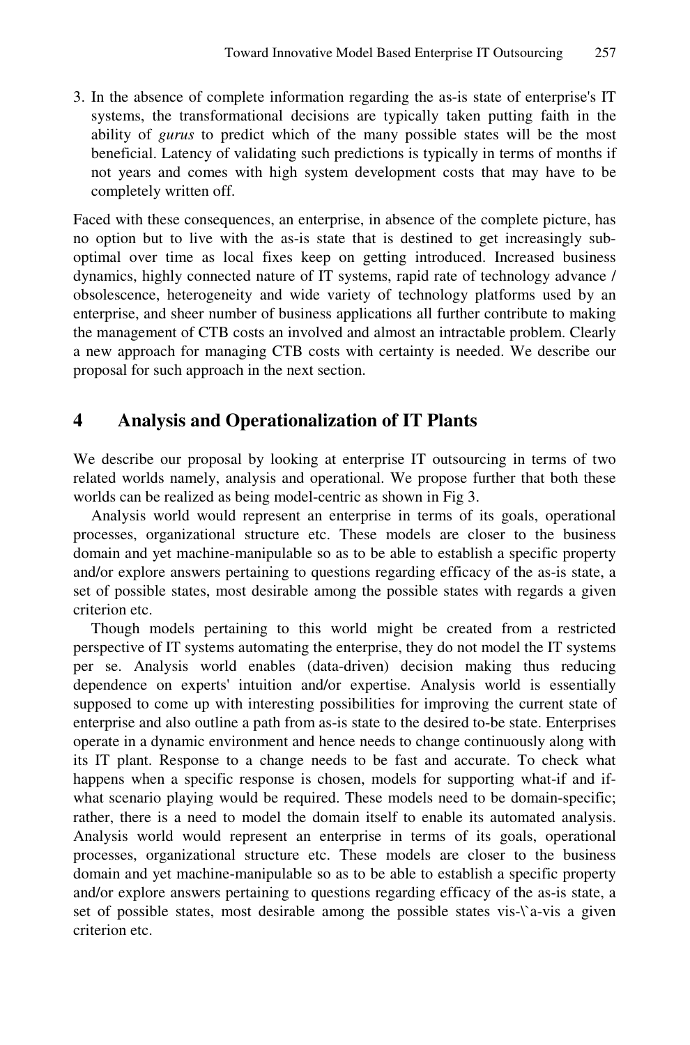3. In the absence of complete information regarding the as-is state of enterprise's IT systems, the transformational decisions are typically taken putting faith in the ability of *gurus* to predict which of the many possible states will be the most beneficial. Latency of validating such predictions is typically in terms of months if not years and comes with high system development costs that may have to be completely written off.

Faced with these consequences, an enterprise, in absence of the complete picture, has no option but to live with the as-is state that is destined to get increasingly sub-optimal over time as local fixes keep on getting introduced. Increased business dynamics, highly connected nature of IT systems, rapid rate of technology advance / obsolescence, heterogeneity and wide variety of technology platforms used by an enterprise, and sheer number of business applications all further contribute to making the management of CTB costs an involved and almost an intractable problem. Clearly a new approach for managing CTB costs with certainty is needed. We describe our proposal for such approach in the next section.

## 4 Analysis and Operationalization of IT Plants

We describe our proposal by looking at enterprise IT outsourcing in terms of two related worlds namely, analysis and operational. We propose further that both these worlds can be realized as being model-centric as shown in Fig 3.

Analysis world would represent an enterprise in terms of its goals, operational processes, organizational structure etc. These models are closer to the business domain and yet machine-manipulable so as to be able to establish a specific property and/or explore answers pertaining to questions regarding efficacy of the as-is state, a set of possible states, most desirable among the possible states with regards a given criterion etc.

Though models pertaining to this world might be created from a restricted perspective of IT systems automating the enterprise, they do not model the IT systems per se. Analysis world enables (data-driven) decision making thus reducing dependence on experts' intuition and/or expertise. Analysis world is essentially supposed to come up with interesting possibilities for improving the current state of enterprise and also outline a path from as-is state to the desired to-be state. Enterprises operate in a dynamic environment and hence needs to change continuously along with its IT plant. Response to a change needs to be fast and accurate. To check what happens when a specific response is chosen, models for supporting what-if and if-what scenario playing would be required. These models need to be domain-specific; rather, there is a need to model the domain itself to enable its automated analysis. Analysis world would represent an enterprise in terms of its goals, operational processes, organizational structure etc. These models are closer to the business domain and yet machine-manipulable so as to be able to establish a specific property and/or explore answers pertaining to questions regarding efficacy of the as-is state, a set of possible states, most desirable among the possible states vis-\`a-vis a given criterion etc.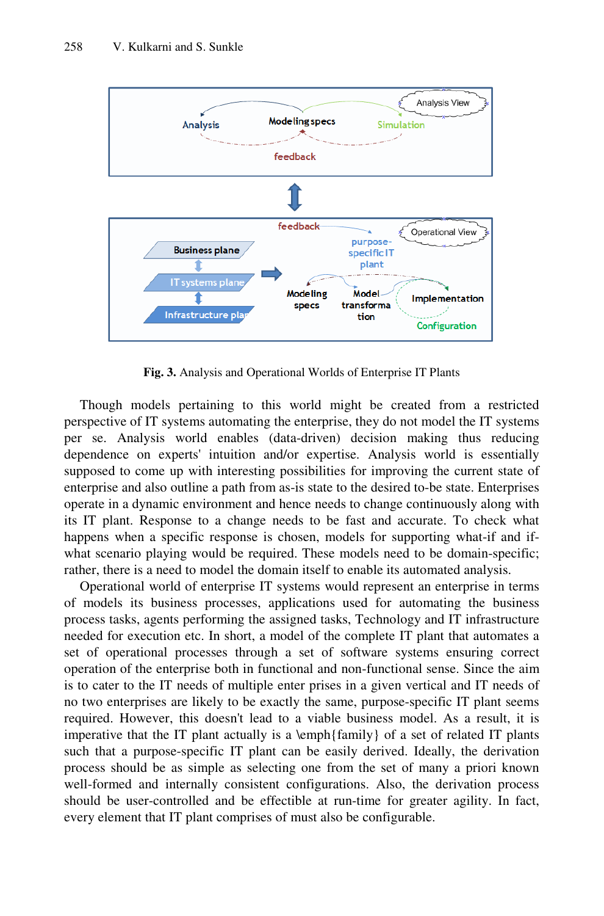**Fig. 3.** Analysis and Operational Worlds of Enterprise IT Plants

Though models pertaining to this world might be created from a restricted perspective of IT systems automating the enterprise, they do not model the IT systems per se. Analysis world enables (data-driven) decision making thus reducing dependence on experts' intuition and/or expertise. Analysis world is essentially supposed to come up with interesting possibilities for improving the current state of enterprise and also outline a path from as-is state to the desired to-be state. Enterprises operate in a dynamic environment and hence needs to change continuously along with its IT plant. Response to a change needs to be fast and accurate. To check what happens when a specific response is chosen, models for supporting what-if and if-what scenario playing would be required. These models need to be domain-specific; rather, there is a need to model the domain itself to enable its automated analysis.

Operational world of enterprise IT systems would represent an enterprise in terms of models its business processes, applications used for automating the business process tasks, agents performing the assigned tasks, Technology and IT infrastructure needed for execution etc. In short, a model of the complete IT plant that automates a set of operational processes through a set of software systems ensuring correct operation of the enterprise both in functional and non-functional sense. Since the aim is to cater to the IT needs of multiple enter prises in a given vertical and IT needs of no two enterprises are likely to be exactly the same, purpose-specific IT plant seems required. However, this doesn't lead to a viable business model. As a result, it is imperative that the IT plant actually is a \emph{family} of a set of related IT plants such that a purpose-specific IT plant can be easily derived. Ideally, the derivation process should be as simple as selecting one from the set of many a priori known well-formed and internally consistent configurations. Also, the derivation process should be user-controlled and be effectible at run-time for greater agility. In fact, every element that IT plant comprises of must also be configurable.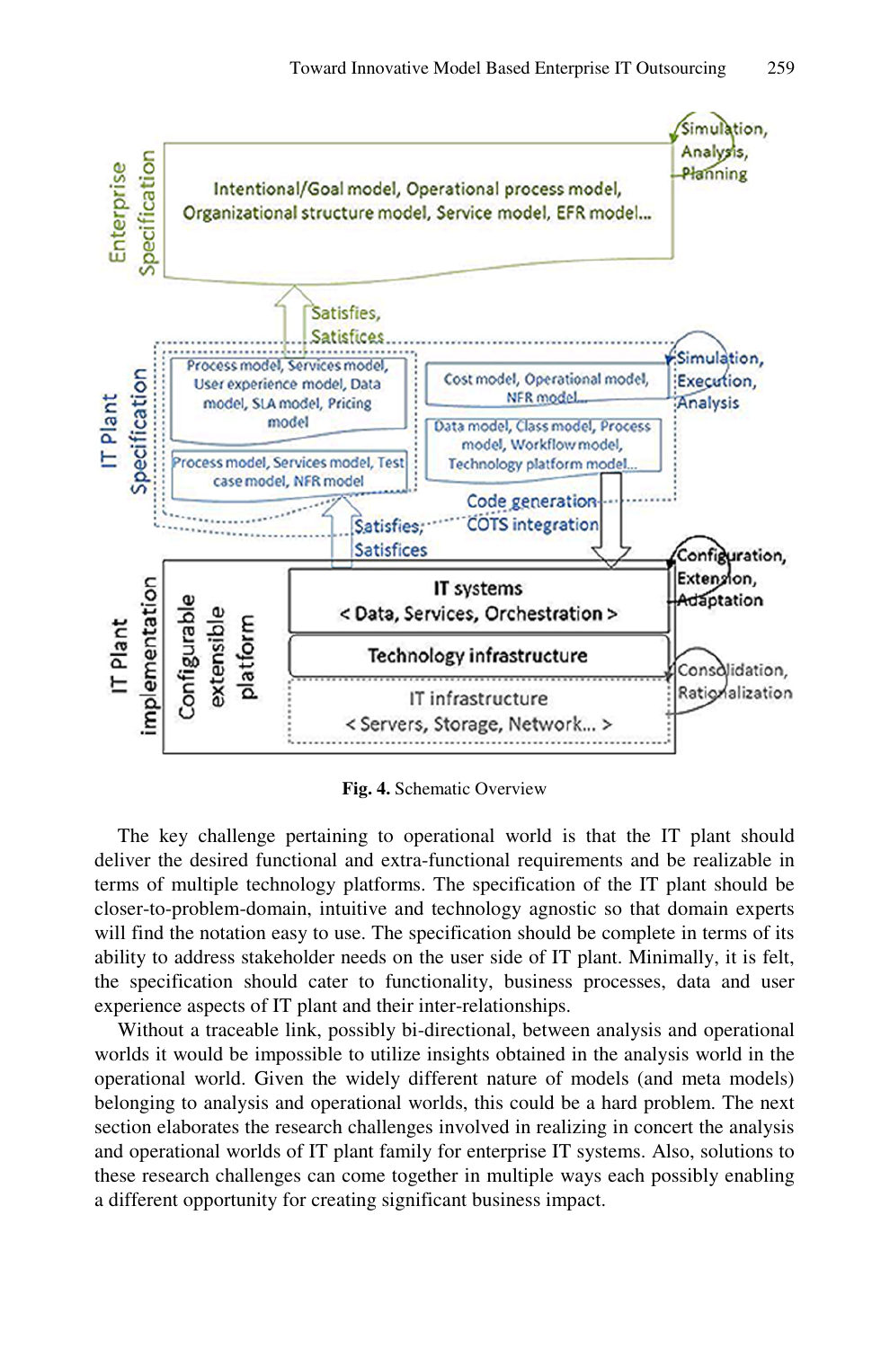**Fig. 4.** Schematic Overview

The key challenge pertaining to operational world is that the IT plant should deliver the desired functional and extra-functional requirements and be realizable in terms of multiple technology platforms. The specification of the IT plant should be closer-to-problem-domain, intuitive and technology agnostic so that domain experts will find the notation easy to use. The specification should be complete in terms of its ability to address stakeholder needs on the user side of IT plant. Minimally, it is felt, the specification should cater to functionality, business processes, data and user experience aspects of IT plant and their inter-relationships.

Without a traceable link, possibly bi-directional, between analysis and operational worlds it would be impossible to utilize insights obtained in the analysis world in the operational world. Given the widely different nature of models (and meta models) belonging to analysis and operational worlds, this could be a hard problem. The next section elaborates the research challenges involved in realizing in concert the analysis and operational worlds of IT plant family for enterprise IT systems. Also, solutions to these research challenges can come together in multiple ways each possibly enabling a different opportunity for creating significant business impact.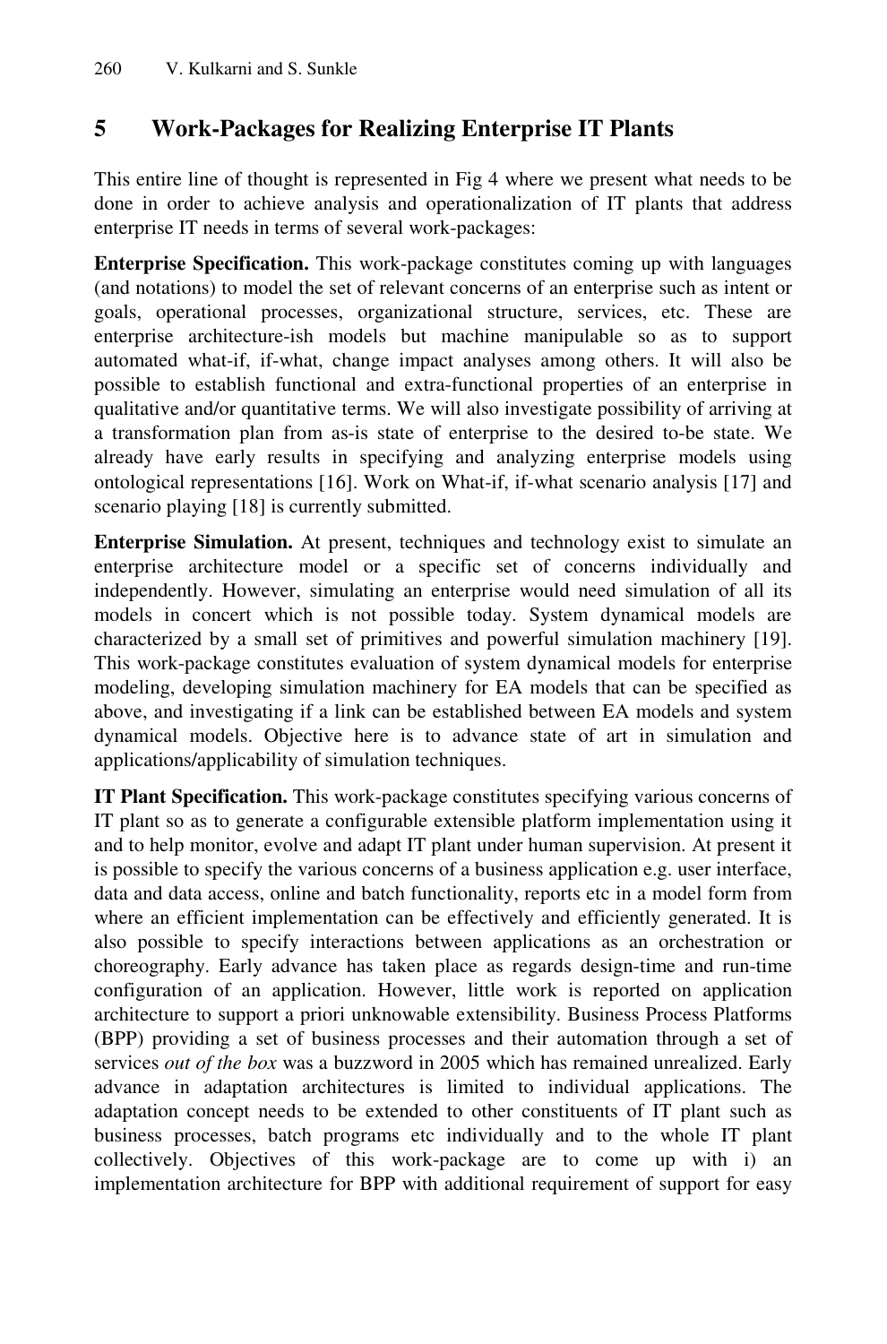## 5 Work-Packages for Realizing Enterprise IT Plants

This entire line of thought is represented in Fig 4 where we present what needs to be done in order to achieve analysis and operationalization of IT plants that address enterprise IT needs in terms of several work-packages:

**Enterprise Specification.** This work-package constitutes coming up with languages (and notations) to model the set of relevant concerns of an enterprise such as intent or goals, operational processes, organizational structure, services, etc. These are enterprise architecture-ish models but machine manipulable so as to support automated what-if, if-what, change impact analyses among others. It will also be possible to establish functional and extra-functional properties of an enterprise in qualitative and/or quantitative terms. We will also investigate possibility of arriving at a transformation plan from as-is state of enterprise to the desired to-be state. We already have early results in specifying and analyzing enterprise models using ontological representations [16]. Work on What-if, if-what scenario analysis [17] and scenario playing [18] is currently submitted.

**Enterprise Simulation.** At present, techniques and technology exist to simulate an enterprise architecture model or a specific set of concerns individually and independently. However, simulating an enterprise would need simulation of all its models in concert which is not possible today. System dynamical models are characterized by a small set of primitives and powerful simulation machinery [19]. This work-package constitutes evaluation of system dynamical models for enterprise modeling, developing simulation machinery for EA models that can be specified as above, and investigating if a link can be established between EA models and system dynamical models. Objective here is to advance state of art in simulation and applications/applicability of simulation techniques.

**IT Plant Specification.** This work-package constitutes specifying various concerns of IT plant so as to generate a configurable extensible platform implementation using it and to help monitor, evolve and adapt IT plant under human supervision. At present it is possible to specify the various concerns of a business application e.g. user interface, data and data access, online and batch functionality, reports etc in a model form from where an efficient implementation can be effectively and efficiently generated. It is also possible to specify interactions between applications as an orchestration or choreography. Early advance has taken place as regards design-time and run-time configuration of an application. However, little work is reported on application architecture to support a priori unknowable extensibility. Business Process Platforms (BPP) providing a set of business processes and their automation through a set of services *out of the box* was a buzzword in 2005 which has remained unrealized. Early advance in adaptation architectures is limited to individual applications. The adaptation concept needs to be extended to other constituents of IT plant such as business processes, batch programs etc individually and to the whole IT plant collectively. Objectives of this work-package are to come up with i) an implementation architecture for BPP with additional requirement of support for easy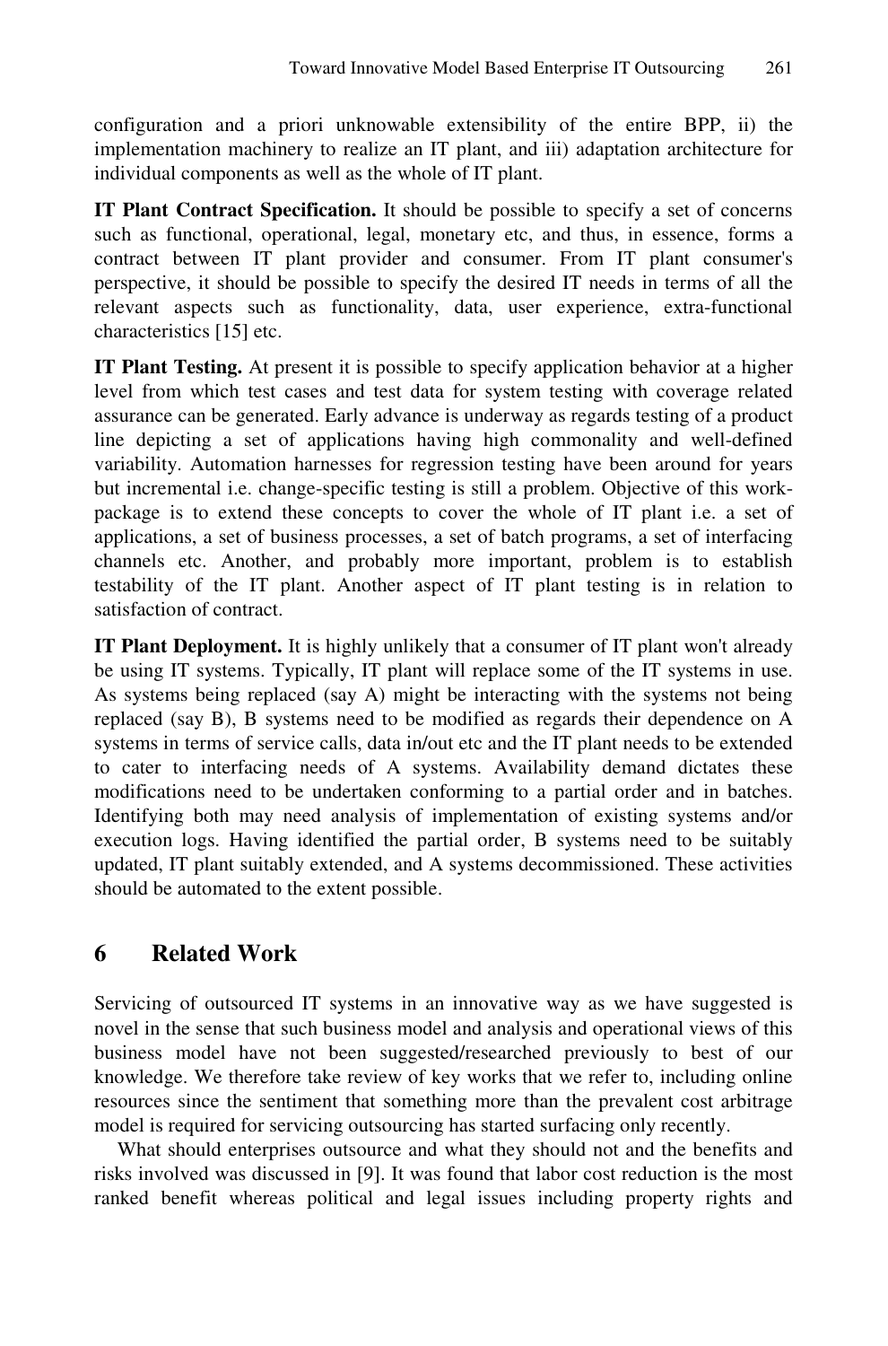configuration and a priori unknowable extensibility of the entire BPP, ii) the implementation machinery to realize an IT plant, and iii) adaptation architecture for individual components as well as the whole of IT plant.

**IT Plant Contract Specification.** It should be possible to specify a set of concerns such as functional, operational, legal, monetary etc, and thus, in essence, forms a contract between IT plant provider and consumer. From IT plant consumer's perspective, it should be possible to specify the desired IT needs in terms of all the relevant aspects such as functionality, data, user experience, extra-functional characteristics [15] etc.

**IT Plant Testing.** At present it is possible to specify application behavior at a higher level from which test cases and test data for system testing with coverage related assurance can be generated. Early advance is underway as regards testing of a product line depicting a set of applications having high commonality and well-defined variability. Automation harnesses for regression testing have been around for years but incremental i.e. change-specific testing is still a problem. Objective of this work-package is to extend these concepts to cover the whole of IT plant i.e. a set of applications, a set of business processes, a set of batch programs, a set of interfacing channels etc. Another, and probably more important, problem is to establish testability of the IT plant. Another aspect of IT plant testing is in relation to satisfaction of contract.

**IT Plant Deployment.** It is highly unlikely that a consumer of IT plant won't already be using IT systems. Typically, IT plant will replace some of the IT systems in use. As systems being replaced (say A) might be interacting with the systems not being replaced (say B), B systems need to be modified as regards their dependence on A systems in terms of service calls, data in/out etc and the IT plant needs to be extended to cater to interfacing needs of A systems. Availability demand dictates these modifications need to be undertaken conforming to a partial order and in batches. Identifying both may need analysis of implementation of existing systems and/or execution logs. Having identified the partial order, B systems need to be suitably updated, IT plant suitably extended, and A systems decommissioned. These activities should be automated to the extent possible.

## 6 Related Work

Servicing of outsourced IT systems in an innovative way as we have suggested is novel in the sense that such business model and analysis and operational views of this business model have not been suggested/researched previously to best of our knowledge. We therefore take review of key works that we refer to, including online resources since the sentiment that something more than the prevalent cost arbitrage model is required for servicing outsourcing has started surfacing only recently.

What should enterprises outsource and what they should not and the benefits and risks involved was discussed in [9]. It was found that labor cost reduction is the most ranked benefit whereas political and legal issues including property rights and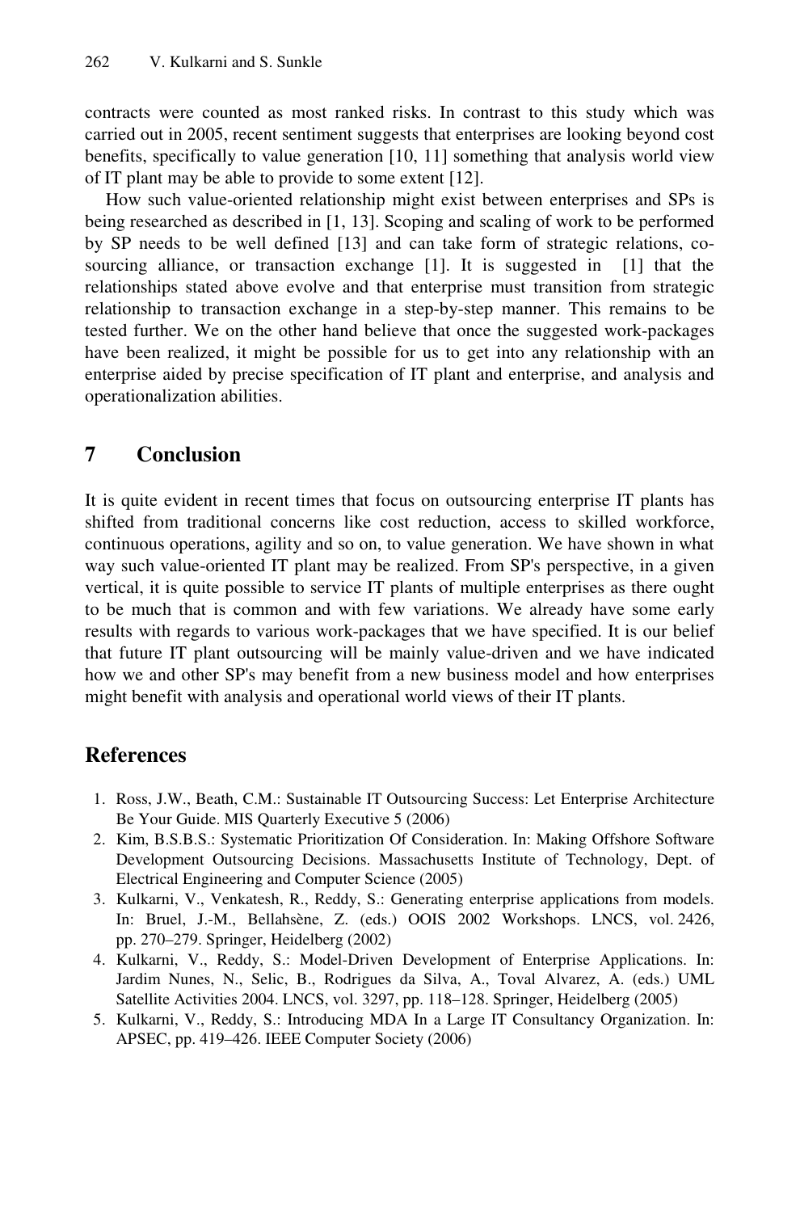contracts were counted as most ranked risks. In contrast to this study which was carried out in 2005, recent sentiment suggests that enterprises are looking beyond cost benefits, specifically to value generation [10, 11] something that analysis world view of IT plant may be able to provide to some extent [12].

How such value-oriented relationship might exist between enterprises and SPs is being researched as described in [1, 13]. Scoping and scaling of work to be performed by SP needs to be well defined [13] and can take form of strategic relations, co-sourcing alliance, or transaction exchange [1]. It is suggested in [1] that the relationships stated above evolve and that enterprise must transition from strategic relationship to transaction exchange in a step-by-step manner. This remains to be tested further. We on the other hand believe that once the suggested work-packages have been realized, it might be possible for us to get into any relationship with an enterprise aided by precise specification of IT plant and enterprise, and analysis and operationalization abilities.

## 7 Conclusion

It is quite evident in recent times that focus on outsourcing enterprise IT plants has shifted from traditional concerns like cost reduction, access to skilled workforce, continuous operations, agility and so on, to value generation. We have shown in what way such value-oriented IT plant may be realized. From SP's perspective, in a given vertical, it is quite possible to service IT plants of multiple enterprises as there ought to be much that is common and with few variations. We already have some early results with regards to various work-packages that we have specified. It is our belief that future IT plant outsourcing will be mainly value-driven and we have indicated how we and other SP's may benefit from a new business model and how enterprises might benefit with analysis and operational world views of their IT plants.

## References

1. Ross, J.W., Beath, C.M.: Sustainable IT Outsourcing Success: Let Enterprise Architecture Be Your Guide. MIS Quarterly Executive 5 (2006)
2. Kim, B.S.B.S.: Systematic Prioritization Of Consideration. In: Making Offshore Software Development Outsourcing Decisions. Massachusetts Institute of Technology, Dept. of Electrical Engineering and Computer Science (2005)
3. Kulkarni, V., Venkatesh, R., Reddy, S.: Generating enterprise applications from models. In: Bruel, J.-M., Bellahsène, Z. (eds.) OOIS 2002 Workshops. LNCS, vol. 2426, pp. 270–279. Springer, Heidelberg (2002)
4. Kulkarni, V., Reddy, S.: Model-Driven Development of Enterprise Applications. In: Jardim Nunes, N., Selic, B., Rodrigues da Silva, A., Toval Alvarez, A. (eds.) UML Satellite Activities 2004. LNCS, vol. 3297, pp. 118–128. Springer, Heidelberg (2005)
5. Kulkarni, V., Reddy, S.: Introducing MDA In a Large IT Consultancy Organization. In: APSEC, pp. 419–426. IEEE Computer Society (2006)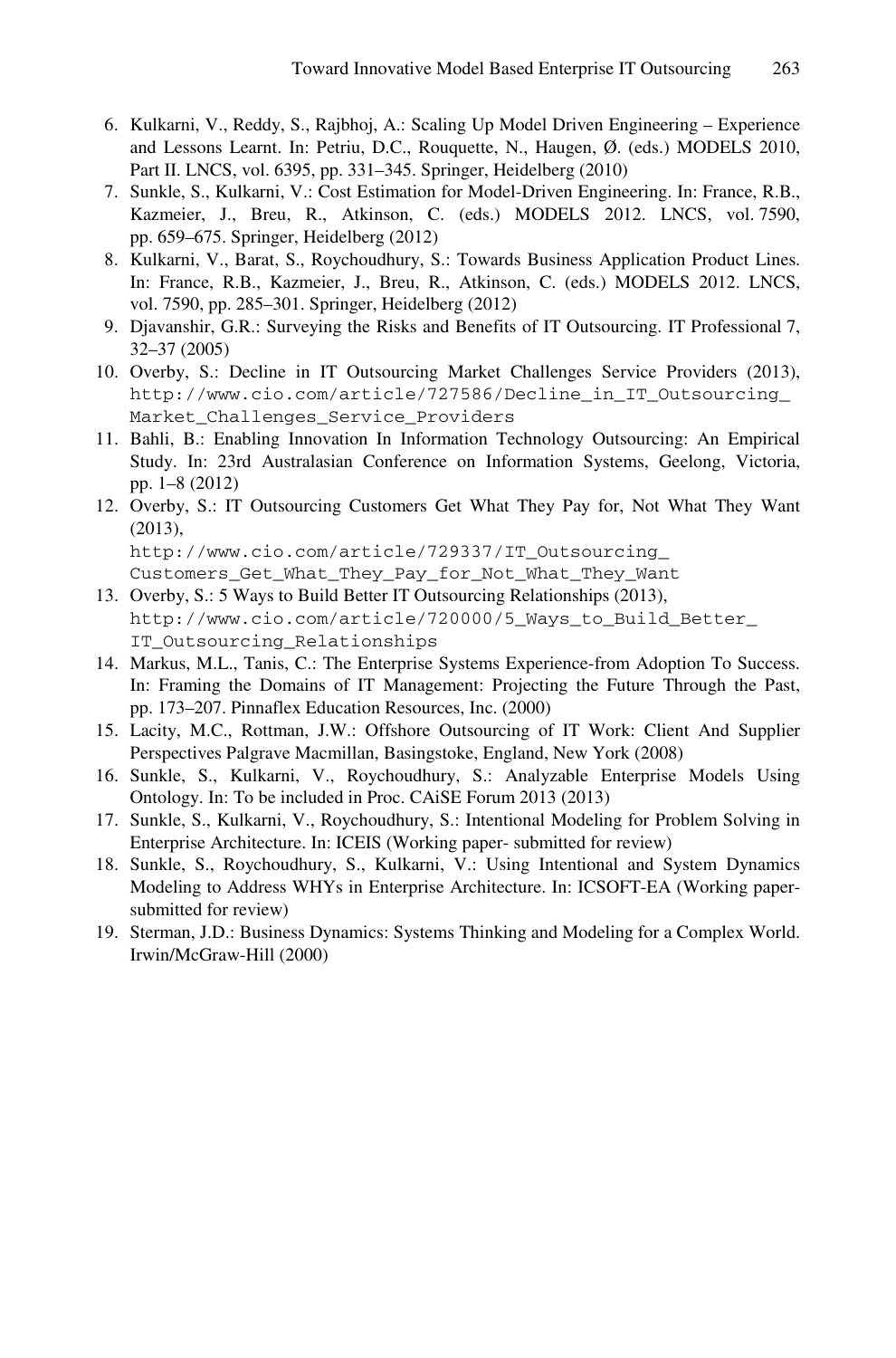6. Kulkarni, V., Reddy, S., Rajbhoj, A.: Scaling Up Model Driven Engineering – Experience and Lessons Learnt. In: Petriu, D.C., Rouquette, N., Haugen, Ø. (eds.) MODELS 2010, Part II. LNCS, vol. 6395, pp. 331–345. Springer, Heidelberg (2010)
7. Sunkle, S., Kulkarni, V.: Cost Estimation for Model-Driven Engineering. In: France, R.B., Kazmeier, J., Breu, R., Atkinson, C. (eds.) MODELS 2012. LNCS, vol. 7590, pp. 659–675. Springer, Heidelberg (2012)
8. Kulkarni, V., Barat, S., Roychoudhury, S.: Towards Business Application Product Lines. In: France, R.B., Kazmeier, J., Breu, R., Atkinson, C. (eds.) MODELS 2012. LNCS, vol. 7590, pp. 285–301. Springer, Heidelberg (2012)
9. Djavanshir, G.R.: Surveying the Risks and Benefits of IT Outsourcing. IT Professional 7, 32–37 (2005)
10. Overby, S.: Decline in IT Outsourcing Market Challenges Service Providers (2013), http://www.cio.com/article/727586/Decline_in_IT_Outsourcing_Market_Challenges_Service_Providers
11. Bahli, B.: Enabling Innovation In Information Technology Outsourcing: An Empirical Study. In: 23rd Australasian Conference on Information Systems, Geelong, Victoria, pp. 1–8 (2012)
12. Overby, S.: IT Outsourcing Customers Get What They Pay for, Not What They Want (2013), http://www.cio.com/article/729337/IT_Outsourcing_Customers_Get_What_They_Pay_for_Not_What_They_Want
13. Overby, S.: 5 Ways to Build Better IT Outsourcing Relationships (2013), http://www.cio.com/article/720000/5_Ways_to_Build_Better_IT_Outsourcing_Relationships
14. Markus, M.L., Tanis, C.: The Enterprise Systems Experience-from Adoption To Success. In: Framing the Domains of IT Management: Projecting the Future Through the Past, pp. 173–207. Pinnaflex Education Resources, Inc. (2000)
15. Lacity, M.C., Rottman, J.W.: Offshore Outsourcing of IT Work: Client And Supplier Perspectives Palgrave Macmillan, Basingstoke, England, New York (2008)
16. Sunkle, S., Kulkarni, V., Roychoudhury, S.: Analyzable Enterprise Models Using Ontology. In: To be included in Proc. CAiSE Forum 2013 (2013)
17. Sunkle, S., Kulkarni, V., Roychoudhury, S.: Intentional Modeling for Problem Solving in Enterprise Architecture. In: ICEIS (Working paper- submitted for review)
18. Sunkle, S., Roychoudhury, S., Kulkarni, V.: Using Intentional and System Dynamics Modeling to Address WHYs in Enterprise Architecture. In: ICSOFT-EA (Working paper-submitted for review)
19. Sterman, J.D.: Business Dynamics: Systems Thinking and Modeling for a Complex World. Irwin/McGraw-Hill (2000)